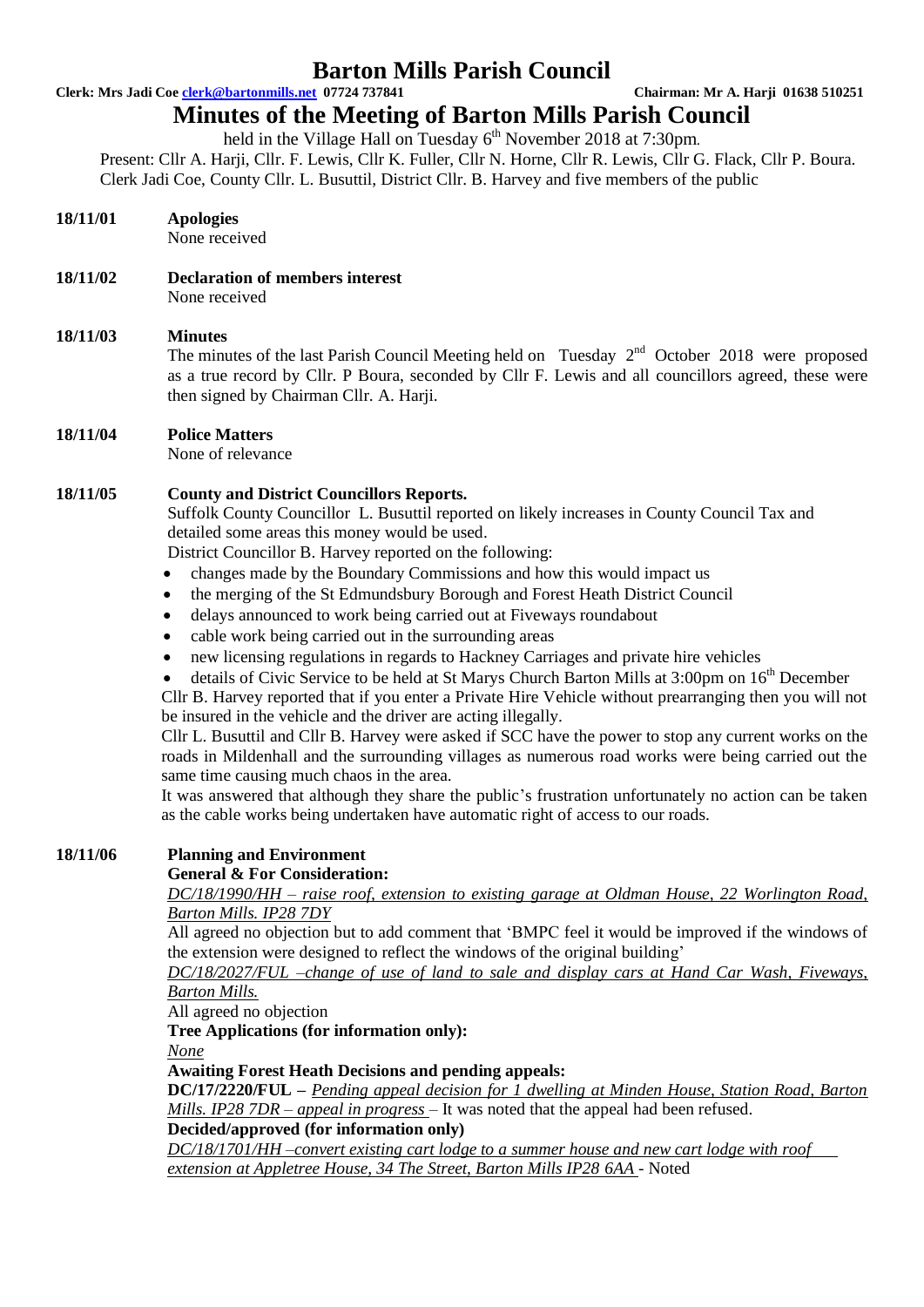# Barton Mills Parish Council

**Clerk: Mrs Jadi Coe clerk@bartonmills.net 07724 737841** **Chairman: Mr A. Harji 01638 510251**

## Minutes of the Meeting of Barton Mills Parish Council

held in the Village Hall on Tuesday 6th November 2018 at 7:30pm.

Present: Cllr A. Harji, Cllr. F. Lewis, Cllr K. Fuller, Cllr N. Horne, Cllr R. Lewis, Cllr G. Flack, Cllr P. Boura. Clerk Jadi Coe, County Cllr. L. Busuttil, District Cllr. B. Harvey and five members of the public

**18/11/01 Apologies**

None received

**18/11/02 Declaration of members interest**

None received

**18/11/03 Minutes**

The minutes of the last Parish Council Meeting held on Tuesday 2nd October 2018 were proposed as a true record by Cllr. P Boura, seconded by Cllr F. Lewis and all councillors agreed, these were then signed by Chairman Cllr. A. Harji.

**18/11/04 Police Matters**

None of relevance

**18/11/05 County and District Councillors Reports.**

Suffolk County Councillor L. Busuttil reported on likely increases in County Council Tax and detailed some areas this money would be used.

District Councillor B. Harvey reported on the following:

- changes made by the Boundary Commissions and how this would impact us
- the merging of the St Edmundsbury Borough and Forest Heath District Council
- delays announced to work being carried out at Fiveways roundabout
- cable work being carried out in the surrounding areas
- new licensing regulations in regards to Hackney Carriages and private hire vehicles
- details of Civic Service to be held at St Marys Church Barton Mills at 3:00pm on 16th December

Cllr B. Harvey reported that if you enter a Private Hire Vehicle without prearranging then you will not be insured in the vehicle and the driver are acting illegally.

Cllr L. Busuttil and Cllr B. Harvey were asked if SCC have the power to stop any current works on the roads in Mildenhall and the surrounding villages as numerous road works were being carried out the same time causing much chaos in the area.

It was answered that although they share the public's frustration unfortunately no action can be taken as the cable works being undertaken have automatic right of access to our roads.

**18/11/06 Planning and Environment**

**General & For Consideration:**

*DC/18/1990/HH – raise roof, extension to existing garage at Oldman House, 22 Worlington Road, Barton Mills. IP28 7DY*

All agreed no objection but to add comment that 'BMPC feel it would be improved if the windows of the extension were designed to reflect the windows of the original building'

*DC/18/2027/FUL –change of use of land to sale and display cars at Hand Car Wash, Fiveways, Barton Mills.*

All agreed no objection

**Tree Applications (for information only):**

*None*

**Awaiting Forest Heath Decisions and pending appeals:**

**DC/17/2220/FUL –** *Pending appeal decision for 1 dwelling at Minden House, Station Road, Barton Mills. IP28 7DR – appeal in progress* – It was noted that the appeal had been refused.

**Decided/approved (for information only)**

*DC/18/1701/HH –convert existing cart lodge to a summer house and new cart lodge with roof extension at Appletree House, 34 The Street, Barton Mills IP28 6AA* - Noted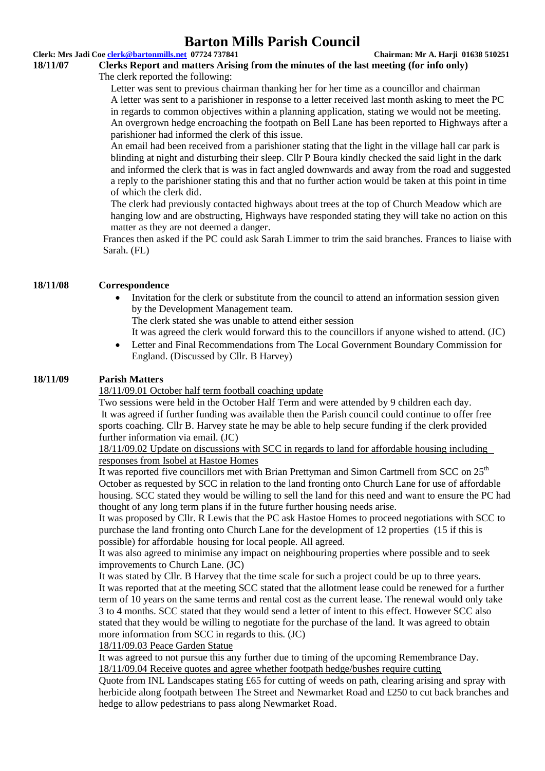# Barton Mills Parish Council

**Clerk: Mrs Jadi Coe [clerk@bartonmills.net](mailto:clerk@bartonmills.net) 07724 737841** **Chairman: Mr A. Harji 01638 510251**

**18/11/07 Clerks Report and matters Arising from the minutes of the last meeting (for info only)**

The clerk reported the following:

Letter was sent to previous chairman thanking her for her time as a councillor and chairman

A letter was sent to a parishioner in response to a letter received last month asking to meet the PC in regards to common objectives within a planning application, stating we would not be meeting.

An overgrown hedge encroaching the footpath on Bell Lane has been reported to Highways after a parishioner had informed the clerk of this issue.

An email had been received from a parishioner stating that the light in the village hall car park is blinding at night and disturbing their sleep. Cllr P Boura kindly checked the said light in the dark and informed the clerk that is was in fact angled downwards and away from the road and suggested a reply to the parishioner stating this and that no further action would be taken at this point in time of which the clerk did.

The clerk had previously contacted highways about trees at the top of Church Meadow which are hanging low and are obstructing, Highways have responded stating they will take no action on this matter as they are not deemed a danger.

Frances then asked if the PC could ask Sarah Limmer to trim the said branches. Frances to liaise with Sarah. (FL)

**18/11/08 Correspondence**

- Invitation for the clerk or substitute from the council to attend an information session given by the Development Management team.
  The clerk stated she was unable to attend either session
  It was agreed the clerk would forward this to the councillors if anyone wished to attend. (JC)
- Letter and Final Recommendations from The Local Government Boundary Commission for England. (Discussed by Cllr. B Harvey)

**18/11/09 Parish Matters**

18/11/09.01 October half term football coaching update

Two sessions were held in the October Half Term and were attended by 9 children each day.
It was agreed if further funding was available then the Parish council could continue to offer free sports coaching. Cllr B. Harvey state he may be able to help secure funding if the clerk provided further information via email. (JC)

18/11/09.02 Update on discussions with SCC in regards to land for affordable housing including responses from Isobel at Hastoe Homes

It was reported five councillors met with Brian Prettyman and Simon Cartmell from SCC on 25th October as requested by SCC in relation to the land fronting onto Church Lane for use of affordable housing. SCC stated they would be willing to sell the land for this need and want to ensure the PC had thought of any long term plans if in the future further housing needs arise.

It was proposed by Cllr. R Lewis that the PC ask Hastoe Homes to proceed negotiations with SCC to purchase the land fronting onto Church Lane for the development of 12 properties (15 if this is possible) for affordable housing for local people. All agreed.

It was also agreed to minimise any impact on neighbouring properties where possible and to seek improvements to Church Lane. (JC)

It was stated by Cllr. B Harvey that the time scale for such a project could be up to three years.

It was reported that at the meeting SCC stated that the allotment lease could be renewed for a further term of 10 years on the same terms and rental cost as the current lease. The renewal would only take 3 to 4 months. SCC stated that they would send a letter of intent to this effect. However SCC also stated that they would be willing to negotiate for the purchase of the land. It was agreed to obtain more information from SCC in regards to this. (JC)

18/11/09.03 Peace Garden Statue

It was agreed to not pursue this any further due to timing of the upcoming Remembrance Day.

18/11/09.04 Receive quotes and agree whether footpath hedge/bushes require cutting

Quote from INL Landscapes stating £65 for cutting of weeds on path, clearing arising and spray with herbicide along footpath between The Street and Newmarket Road and £250 to cut back branches and hedge to allow pedestrians to pass along Newmarket Road.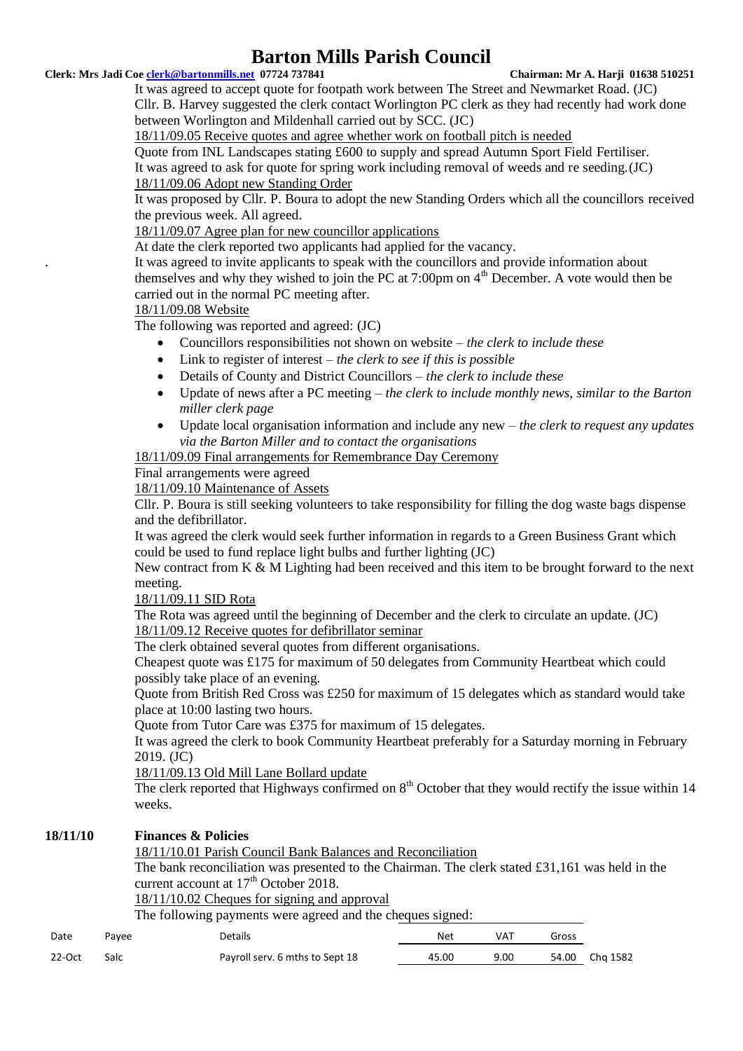It was agreed to accept quote for footpath work between The Street and Newmarket Road. (JC)
Cllr. B. Harvey suggested the clerk contact Worlington PC clerk as they had recently had work done between Worlington and Mildenhall carried out by SCC. (JC)

18/11/09.05 Receive quotes and agree whether work on football pitch is needed

Quote from INL Landscapes stating £600 to supply and spread Autumn Sport Field Fertiliser.
It was agreed to ask for quote for spring work including removal of weeds and re seeding.(JC)

18/11/09.06 Adopt new Standing Order

It was proposed by Cllr. P. Boura to adopt the new Standing Orders which all the councillors received the previous week. All agreed.

18/11/09.07 Agree plan for new councillor applications

At date the clerk reported two applicants had applied for the vacancy.
It was agreed to invite applicants to speak with the councillors and provide information about themselves and why they wished to join the PC at 7:00pm on 4th December. A vote would then be carried out in the normal PC meeting after.

18/11/09.08 Website

The following was reported and agreed: (JC)

- Councillors responsibilities not shown on website – *the clerk to include these*
- Link to register of interest – *the clerk to see if this is possible*
- Details of County and District Councillors – *the clerk to include these*
- Update of news after a PC meeting – *the clerk to include monthly news, similar to the Barton miller clerk page*
- Update local organisation information and include any new – *the clerk to request any updates via the Barton Miller and to contact the organisations*

18/11/09.09 Final arrangements for Remembrance Day Ceremony

Final arrangements were agreed

18/11/09.10 Maintenance of Assets

Cllr. P. Boura is still seeking volunteers to take responsibility for filling the dog waste bags dispense and the defibrillator.
It was agreed the clerk would seek further information in regards to a Green Business Grant which could be used to fund replace light bulbs and further lighting (JC)
New contract from K & M Lighting had been received and this item to be brought forward to the next meeting.

18/11/09.11 SID Rota

The Rota was agreed until the beginning of December and the clerk to circulate an update. (JC)

18/11/09.12 Receive quotes for defibrillator seminar

The clerk obtained several quotes from different organisations.
Cheapest quote was £175 for maximum of 50 delegates from Community Heartbeat which could possibly take place of an evening.
Quote from British Red Cross was £250 for maximum of 15 delegates which as standard would take place at 10:00 lasting two hours.
Quote from Tutor Care was £375 for maximum of 15 delegates.
It was agreed the clerk to book Community Heartbeat preferably for a Saturday morning in February 2019. (JC)

18/11/09.13 Old Mill Lane Bollard update

The clerk reported that Highways confirmed on 8th October that they would rectify the issue within 14 weeks.

**18/11/10 Finances & Policies**

18/11/10.01 Parish Council Bank Balances and Reconciliation

The bank reconciliation was presented to the Chairman. The clerk stated £31,161 was held in the current account at 17th October 2018.

18/11/10.02 Cheques for signing and approval

The following payments were agreed and the cheques signed:

| Date | Payee | Details | Net | VAT | Gross | |
|---|---|---|---|---|---|---|
| 22-Oct | Salc | Payroll serv. 6 mths to Sept 18 | 45.00 | 9.00 | 54.00 | Chq 1582 |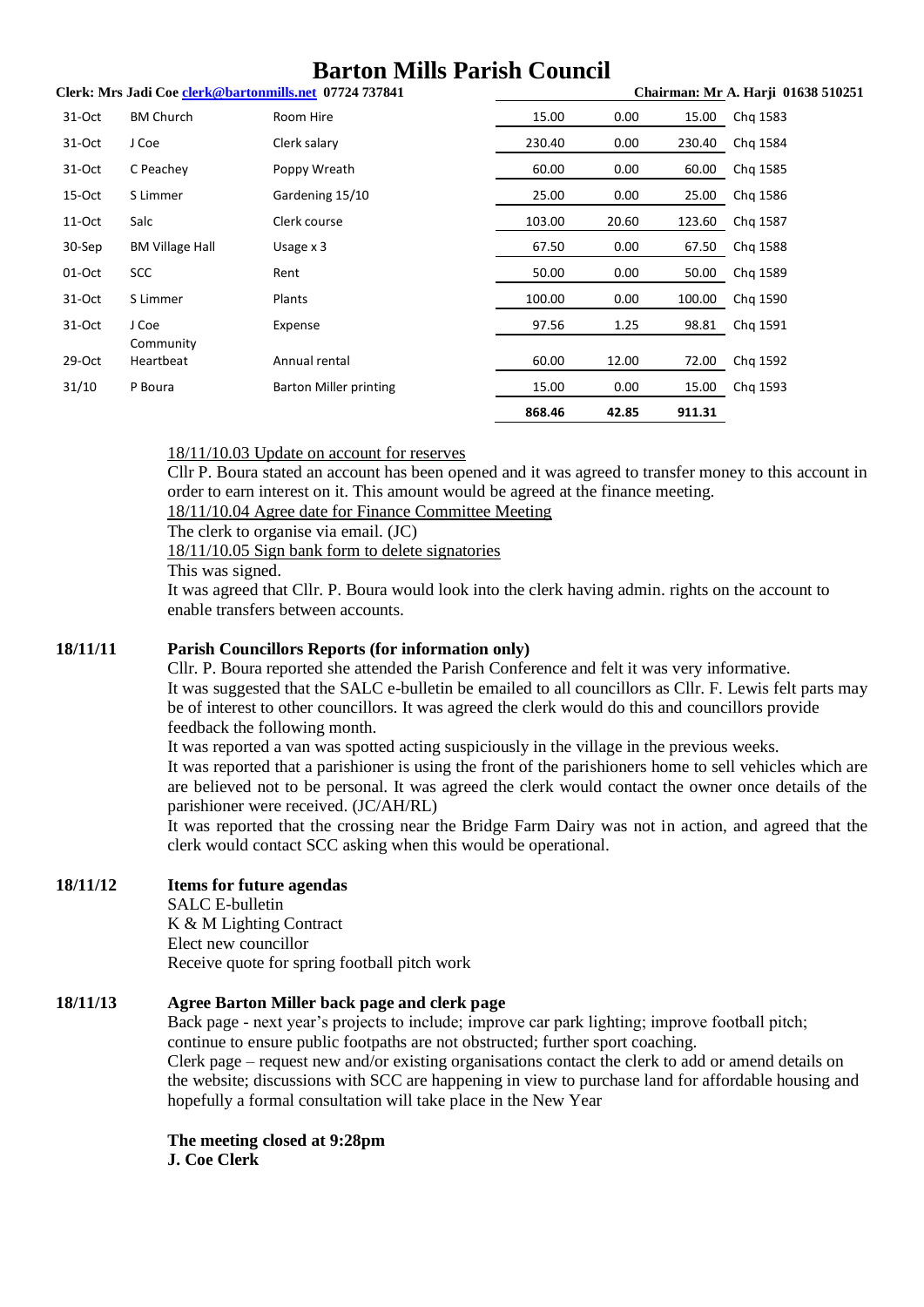# Barton Mills Parish Council

**Clerk: Mrs Jadi Coe clerk@bartonmills.net 07724 737841** **Chairman: Mr A. Harji 01638 510251**

| | | | | | | |
|---|---|---|---|---|---|---|
| 31-Oct | BM Church | Room Hire | 15.00 | 0.00 | 15.00 | Chq 1583 |
| 31-Oct | J Coe | Clerk salary | 230.40 | 0.00 | 230.40 | Chq 1584 |
| 31-Oct | C Peachey | Poppy Wreath | 60.00 | 0.00 | 60.00 | Chq 1585 |
| 15-Oct | S Limmer | Gardening 15/10 | 25.00 | 0.00 | 25.00 | Chq 1586 |
| 11-Oct | Salc | Clerk course | 103.00 | 20.60 | 123.60 | Chq 1587 |
| 30-Sep | BM Village Hall | Usage x 3 | 67.50 | 0.00 | 67.50 | Chq 1588 |
| 01-Oct | SCC | Rent | 50.00 | 0.00 | 50.00 | Chq 1589 |
| 31-Oct | S Limmer | Plants | 100.00 | 0.00 | 100.00 | Chq 1590 |
| 31-Oct | J Coe | Expense | 97.56 | 1.25 | 98.81 | Chq 1591 |
| 29-Oct | Community Heartbeat | Annual rental | 60.00 | 12.00 | 72.00 | Chq 1592 |
| 31/10 | P Boura | Barton Miller printing | 15.00 | 0.00 | 15.00 | Chq 1593 |
| | | | **868.46** | **42.85** | **911.31** | |

18/11/10.03 Update on account for reserves

Cllr P. Boura stated an account has been opened and it was agreed to transfer money to this account in order to earn interest on it. This amount would be agreed at the finance meeting.

18/11/10.04 Agree date for Finance Committee Meeting

The clerk to organise via email. (JC)

18/11/10.05 Sign bank form to delete signatories

This was signed.

It was agreed that Cllr. P. Boura would look into the clerk having admin. rights on the account to enable transfers between accounts.

**18/11/11 Parish Councillors Reports (for information only)**

Cllr. P. Boura reported she attended the Parish Conference and felt it was very informative.

It was suggested that the SALC e-bulletin be emailed to all councillors as Cllr. F. Lewis felt parts may be of interest to other councillors. It was agreed the clerk would do this and councillors provide feedback the following month.

It was reported a van was spotted acting suspiciously in the village in the previous weeks.

It was reported that a parishioner is using the front of the parishioners home to sell vehicles which are are believed not to be personal. It was agreed the clerk would contact the owner once details of the parishioner were received. (JC/AH/RL)

It was reported that the crossing near the Bridge Farm Dairy was not in action, and agreed that the clerk would contact SCC asking when this would be operational.

**18/11/12 Items for future agendas**

SALC E-bulletin

K & M Lighting Contract

Elect new councillor

Receive quote for spring football pitch work

**18/11/13 Agree Barton Miller back page and clerk page**

Back page - next year's projects to include; improve car park lighting; improve football pitch; continue to ensure public footpaths are not obstructed; further sport coaching.

Clerk page – request new and/or existing organisations contact the clerk to add or amend details on the website; discussions with SCC are happening in view to purchase land for affordable housing and hopefully a formal consultation will take place in the New Year

**The meeting closed at 9:28pm**
**J. Coe Clerk**